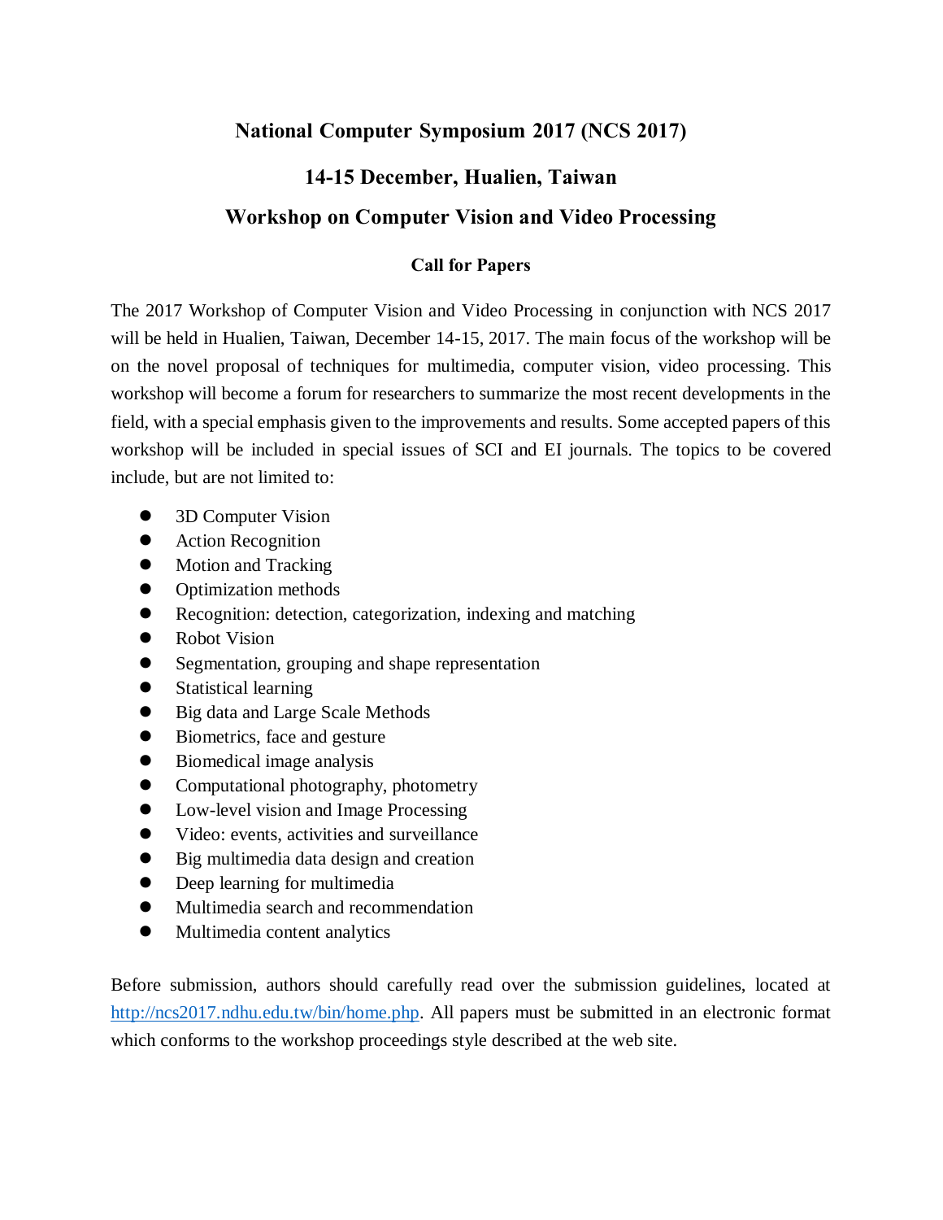# National Computer Symposium 2017 (NCS 2017)

## 14-15 December, Hualien, Taiwan

## Workshop on Computer Vision and Video Processing

### Call for Papers

The 2017 Workshop of Computer Vision and Video Processing in conjunction with NCS 2017 will be held in Hualien, Taiwan, December 14-15, 2017. The main focus of the workshop will be on the novel proposal of techniques for multimedia, computer vision, video processing. This workshop will become a forum for researchers to summarize the most recent developments in the field, with a special emphasis given to the improvements and results. Some accepted papers of this workshop will be included in special issues of SCI and EI journals. The topics to be covered include, but are not limited to:

- 3D Computer Vision
- Action Recognition
- Motion and Tracking
- Optimization methods
- Recognition: detection, categorization, indexing and matching
- Robot Vision
- Segmentation, grouping and shape representation
- Statistical learning
- Big data and Large Scale Methods
- Biometrics, face and gesture
- Biomedical image analysis
- Computational photography, photometry
- Low-level vision and Image Processing
- Video: events, activities and surveillance
- Big multimedia data design and creation
- Deep learning for multimedia
- Multimedia search and recommendation
- Multimedia content analytics

Before submission, authors should carefully read over the submission guidelines, located at [http://ncs2017.ndhu.edu.tw/bin/home.php](http://ncs2017.ndhu.edu.tw/bin/home.php). All papers must be submitted in an electronic format which conforms to the workshop proceedings style described at the web site.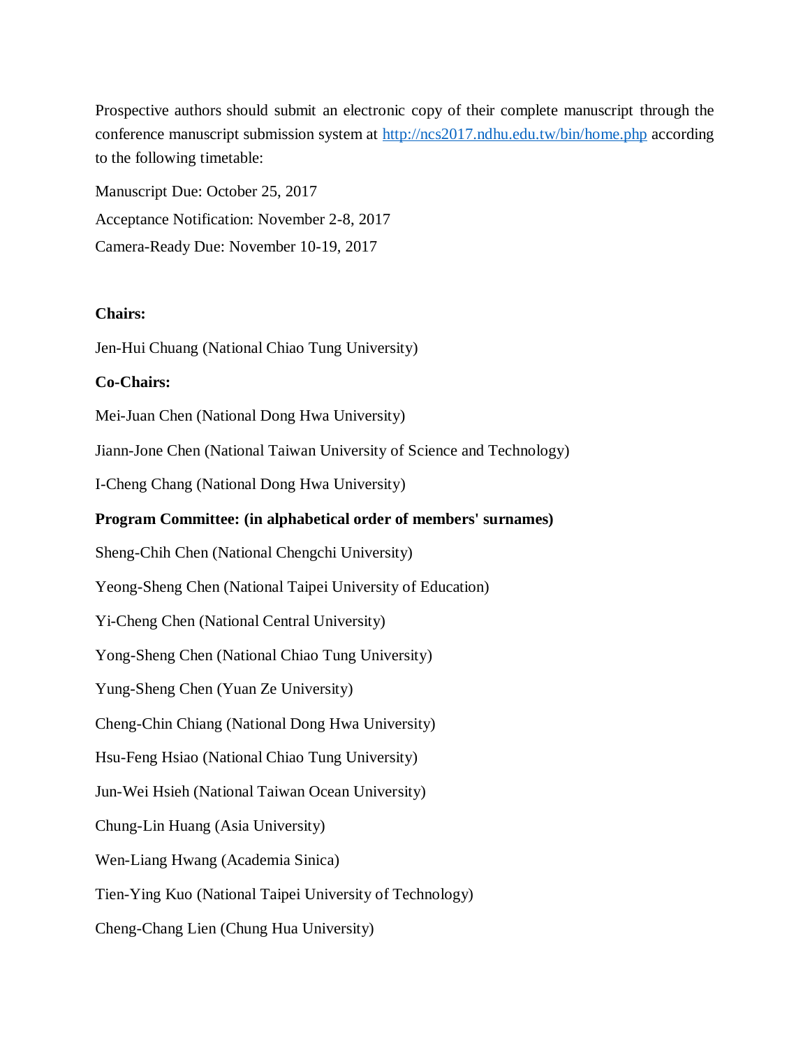Prospective authors should submit an electronic copy of their complete manuscript through the conference manuscript submission system at http://ncs2017.ndhu.edu.tw/bin/home.php according to the following timetable:

Manuscript Due: October 25, 2017

Acceptance Notification: November 2-8, 2017

Camera-Ready Due: November 10-19, 2017

**Chairs:**

Jen-Hui Chuang (National Chiao Tung University)

**Co-Chairs:**

Mei-Juan Chen (National Dong Hwa University)

Jiann-Jone Chen (National Taiwan University of Science and Technology)

I-Cheng Chang (National Dong Hwa University)

**Program Committee: (in alphabetical order of members' surnames)**

Sheng-Chih Chen (National Chengchi University)

Yeong-Sheng Chen (National Taipei University of Education)

Yi-Cheng Chen (National Central University)

Yong-Sheng Chen (National Chiao Tung University)

Yung-Sheng Chen (Yuan Ze University)

Cheng-Chin Chiang (National Dong Hwa University)

Hsu-Feng Hsiao (National Chiao Tung University)

Jun-Wei Hsieh (National Taiwan Ocean University)

Chung-Lin Huang (Asia University)

Wen-Liang Hwang (Academia Sinica)

Tien-Ying Kuo (National Taipei University of Technology)

Cheng-Chang Lien (Chung Hua University)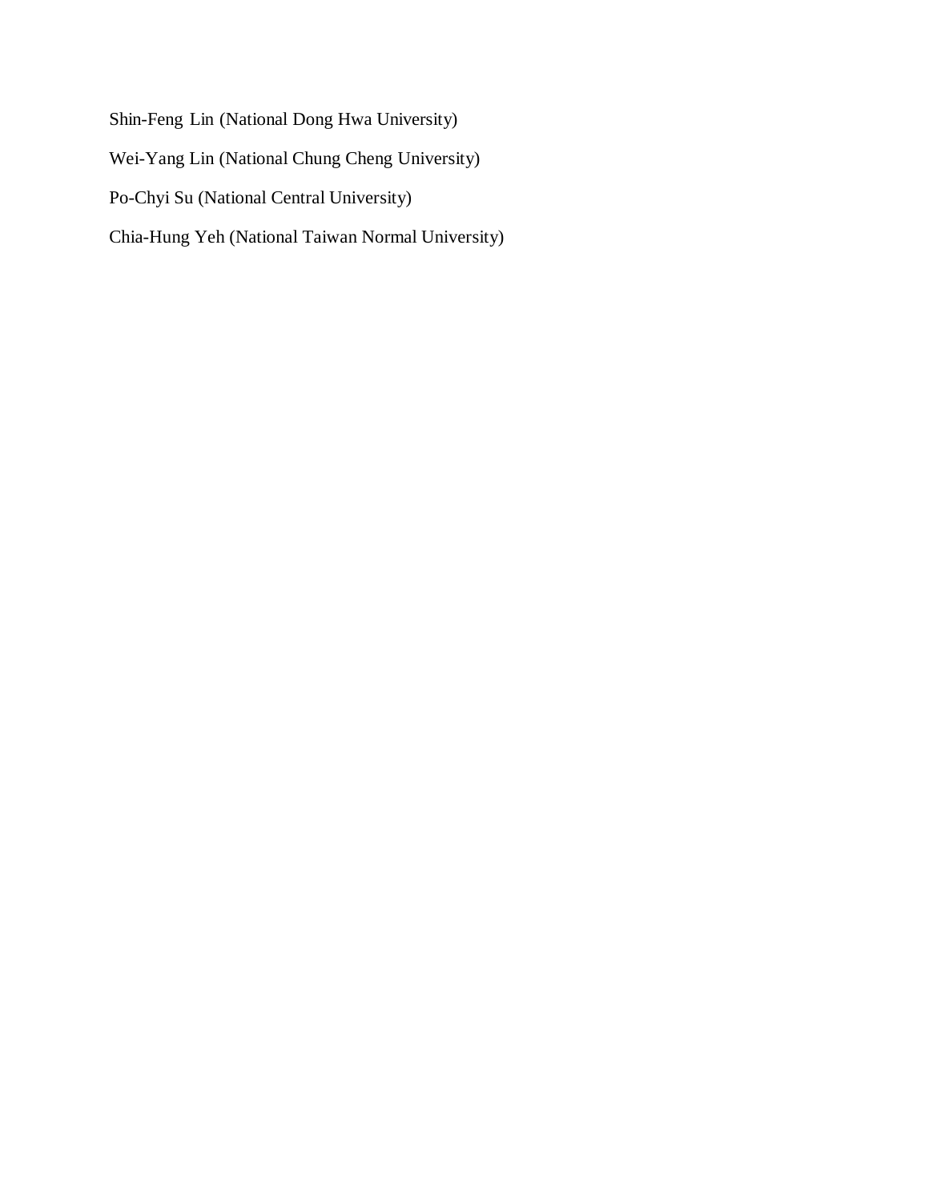Shin-Feng Lin (National Dong Hwa University)

Wei-Yang Lin (National Chung Cheng University)

Po-Chyi Su (National Central University)

Chia-Hung Yeh (National Taiwan Normal University)